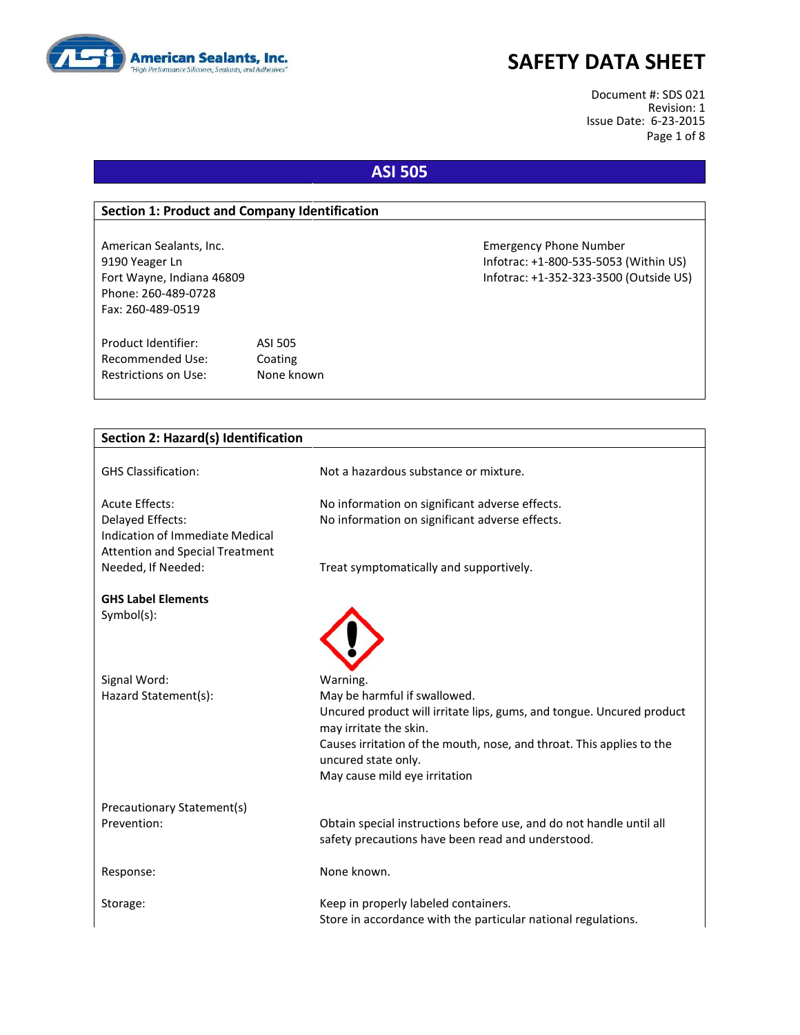American Sealants, Inc.
"High Performance Silicones, Sealants, and Adhesives"

# SAFETY DATA SHEET

Document #: SDS 021
Revision: 1
Issue Date: 6-23-2015

## ASI 505

### Section 1: Product and Company Identification

American Sealants, Inc.
9190 Yeager Ln
Fort Wayne, Indiana 46809
Phone: 260-489-0728
Fax: 260-489-0519

Emergency Phone Number
Infotrac: +1-800-535-5053 (Within US)
Infotrac: +1-352-323-3500 (Outside US)

| | |
|---|---|
| Product Identifier: | ASI 505 |
| Recommended Use: | Coating |
| Restrictions on Use: | None known |

### Section 2: Hazard(s) Identification

| | |
|---|---|
| GHS Classification: | Not a hazardous substance or mixture. |
| Acute Effects: | No information on significant adverse effects. |
| Delayed Effects: | No information on significant adverse effects. |
| Indication of Immediate Medical Attention and Special Treatment Needed, If Needed: | Treat symptomatically and supportively. |

**GHS Label Elements**

| | |
|---|---|
| Symbol(s): | (Exclamation mark pictogram) |
| Signal Word: | Warning. |
| Hazard Statement(s): | May be harmful if swallowed.<br>Uncured product will irritate lips, gums, and tongue. Uncured product may irritate the skin.<br>Causes irritation of the mouth, nose, and throat. This applies to the uncured state only.<br>May cause mild eye irritation |

Precautionary Statement(s)

| | |
|---|---|
| Prevention: | Obtain special instructions before use, and do not handle until all safety precautions have been read and understood. |
| Response: | None known. |
| Storage: | Keep in properly labeled containers.<br>Store in accordance with the particular national regulations. |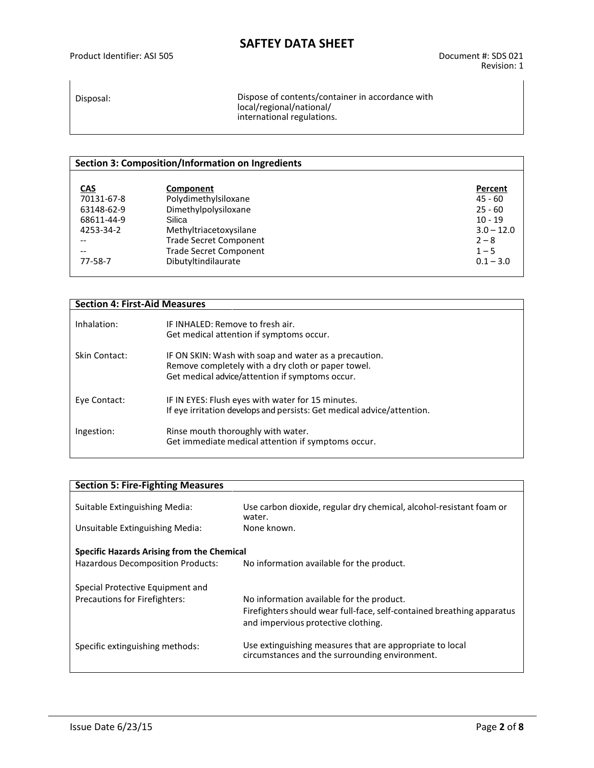| | |
|---|---|
| Disposal: | Dispose of contents/container in accordance with local/regional/national/ international regulations. |

## Section 3: Composition/Information on Ingredients

| CAS | Component | Percent |
|---|---|---|
| 70131-67-8 | Polydimethylsiloxane | 45 - 60 |
| 63148-62-9 | Dimethylpolysiloxane | 25 - 60 |
| 68611-44-9 | Silica | 10 - 19 |
| 4253-34-2 | Methyltriacetoxysilane | 3.0 – 12.0 |
| -- | Trade Secret Component | 2 – 8 |
| -- | Trade Secret Component | 1 – 5 |
| 77-58-7 | Dibutyltindilaurate | 0.1 – 3.0 |

## Section 4: First-Aid Measures

| | |
|---|---|
| Inhalation: | IF INHALED: Remove to fresh air.<br>Get medical attention if symptoms occur. |
| Skin Contact: | IF ON SKIN: Wash with soap and water as a precaution.<br>Remove completely with a dry cloth or paper towel.<br>Get medical advice/attention if symptoms occur. |
| Eye Contact: | IF IN EYES: Flush eyes with water for 15 minutes.<br>If eye irritation develops and persists: Get medical advice/attention. |
| Ingestion: | Rinse mouth thoroughly with water.<br>Get immediate medical attention if symptoms occur. |

## Section 5: Fire-Fighting Measures

| | |
|---|---|
| Suitable Extinguishing Media: | Use carbon dioxide, regular dry chemical, alcohol-resistant foam or water. |
| Unsuitable Extinguishing Media: | None known. |

**Specific Hazards Arising from the Chemical**

| | |
|---|---|
| Hazardous Decomposition Products: | No information available for the product. |
| Special Protective Equipment and Precautions for Firefighters: | No information available for the product.<br>Firefighters should wear full-face, self-contained breathing apparatus and impervious protective clothing. |
| Specific extinguishing methods: | Use extinguishing measures that are appropriate to local circumstances and the surrounding environment. |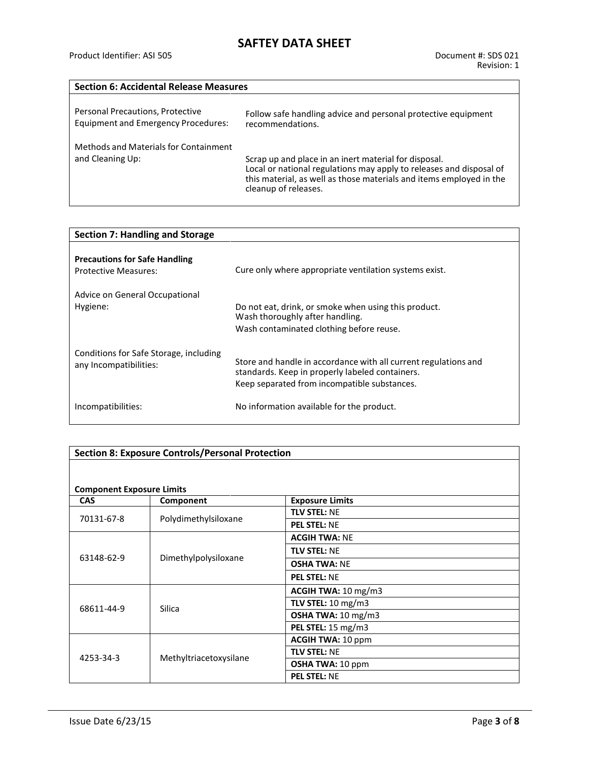## Section 6: Accidental Release Measures

| | |
|---|---|
| Personal Precautions, Protective Equipment and Emergency Procedures: | Follow safe handling advice and personal protective equipment recommendations. |
| Methods and Materials for Containment and Cleaning Up: | Scrap up and place in an inert material for disposal. Local or national regulations may apply to releases and disposal of this material, as well as those materials and items employed in the cleanup of releases. |

## Section 7: Handling and Storage

| | |
|---|---|
| **Precautions for Safe Handling** Protective Measures: | Cure only where appropriate ventilation systems exist. |
| Advice on General Occupational Hygiene: | Do not eat, drink, or smoke when using this product. Wash thoroughly after handling. Wash contaminated clothing before reuse. |
| Conditions for Safe Storage, including any Incompatibilities: | Store and handle in accordance with all current regulations and standards. Keep in properly labeled containers. Keep separated from incompatible substances. |
| Incompatibilities: | No information available for the product. |

## Section 8: Exposure Controls/Personal Protection

**Component Exposure Limits**

| CAS | Component | Exposure Limits |
|---|---|---|
| 70131-67-8 | Polydimethylsiloxane | **TLV STEL:** NE |
| | | **PEL STEL:** NE |
| 63148-62-9 | Dimethylpolysiloxane | **ACGIH TWA:** NE |
| | | **TLV STEL:** NE |
| | | **OSHA TWA:** NE |
| | | **PEL STEL:** NE |
| 68611-44-9 | Silica | **ACGIH TWA:** 10 mg/m3 |
| | | **TLV STEL:** 10 mg/m3 |
| | | **OSHA TWA:** 10 mg/m3 |
| | | **PEL STEL:** 15 mg/m3 |
| 4253-34-3 | Methyltriacetoxysilane | **ACGIH TWA:** 10 ppm |
| | | **TLV STEL:** NE |
| | | **OSHA TWA:** 10 ppm |
| | | **PEL STEL:** NE |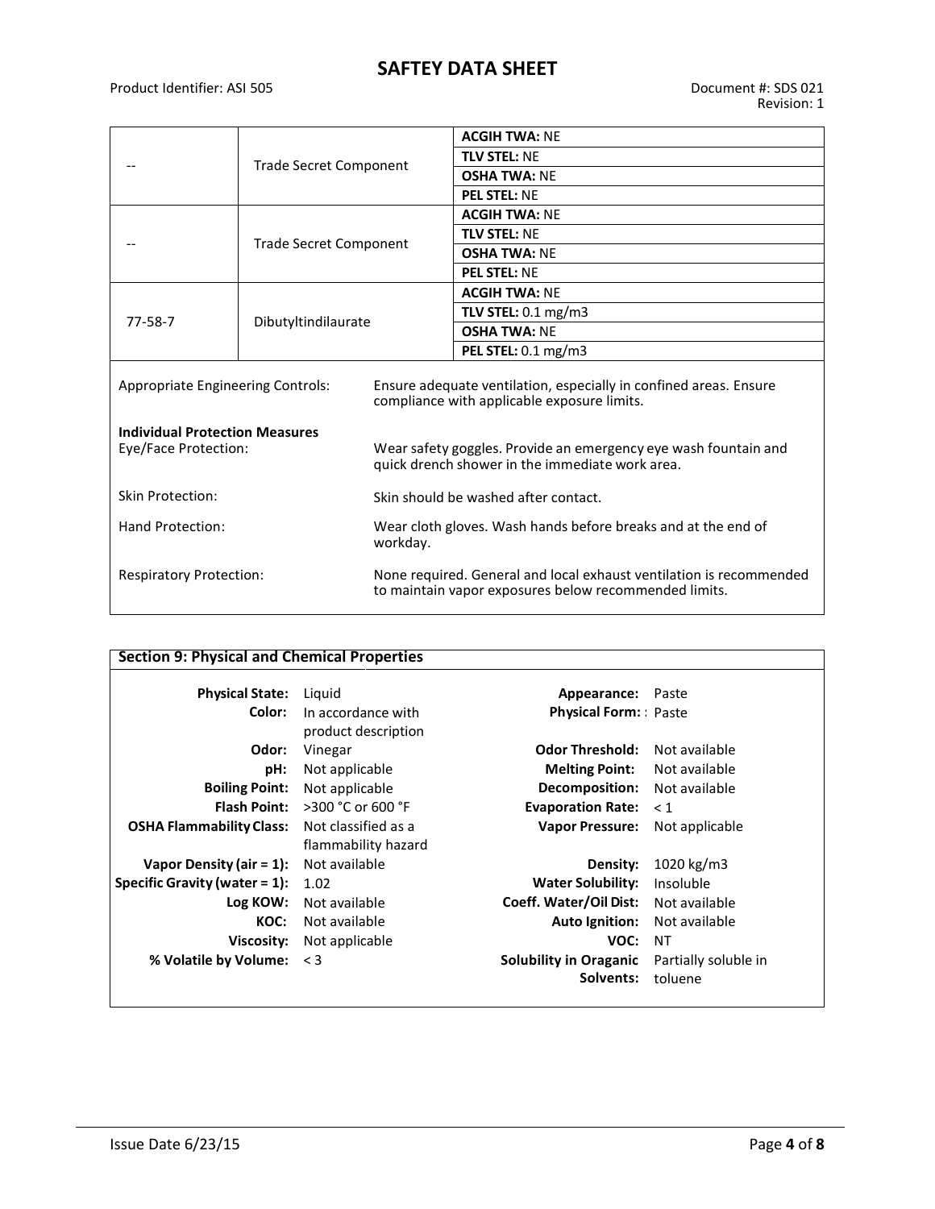| | | |
|---|---|---|
| -- | Trade Secret Component | **ACGIH TWA:** NE |
| | | **TLV STEL:** NE |
| | | **OSHA TWA:** NE |
| | | **PEL STEL:** NE |
| -- | Trade Secret Component | **ACGIH TWA:** NE |
| | | **TLV STEL:** NE |
| | | **OSHA TWA:** NE |
| | | **PEL STEL:** NE |
| 77-58-7 | Dibutyltindilaurate | **ACGIH TWA:** NE |
| | | **TLV STEL:** 0.1 mg/m3 |
| | | **OSHA TWA:** NE |
| | | **PEL STEL:** 0.1 mg/m3 |

Appropriate Engineering Controls: Ensure adequate ventilation, especially in confined areas. Ensure compliance with applicable exposure limits.

**Individual Protection Measures**

Eye/Face Protection: Wear safety goggles. Provide an emergency eye wash fountain and quick drench shower in the immediate work area.

Skin Protection: Skin should be washed after contact.

Hand Protection: Wear cloth gloves. Wash hands before breaks and at the end of workday.

Respiratory Protection: None required. General and local exhaust ventilation is recommended to maintain vapor exposures below recommended limits.

## Section 9: Physical and Chemical Properties

| | | | |
|---|---|---|---|
| **Physical State:** | Liquid | **Appearance:** | Paste |
| **Color:** | In accordance with product description | **Physical Form:** : | Paste |
| **Odor:** | Vinegar | **Odor Threshold:** | Not available |
| **pH:** | Not applicable | **Melting Point:** | Not available |
| **Boiling Point:** | Not applicable | **Decomposition:** | Not available |
| **Flash Point:** | >300 °C or 600 °F | **Evaporation Rate:** | < 1 |
| **OSHA Flammability Class:** | Not classified as a flammability hazard | **Vapor Pressure:** | Not applicable |
| **Vapor Density (air = 1):** | Not available | **Density:** | 1020 kg/m3 |
| **Specific Gravity (water = 1):** | 1.02 | **Water Solubility:** | Insoluble |
| **Log KOW:** | Not available | **Coeff. Water/Oil Dist:** | Not available |
| **KOC:** | Not available | **Auto Ignition:** | Not available |
| **Viscosity:** | Not applicable | **VOC:** | NT |
| **% Volatile by Volume:** | < 3 | **Solubility in Oraganic Solvents:** | Partially soluble in toluene |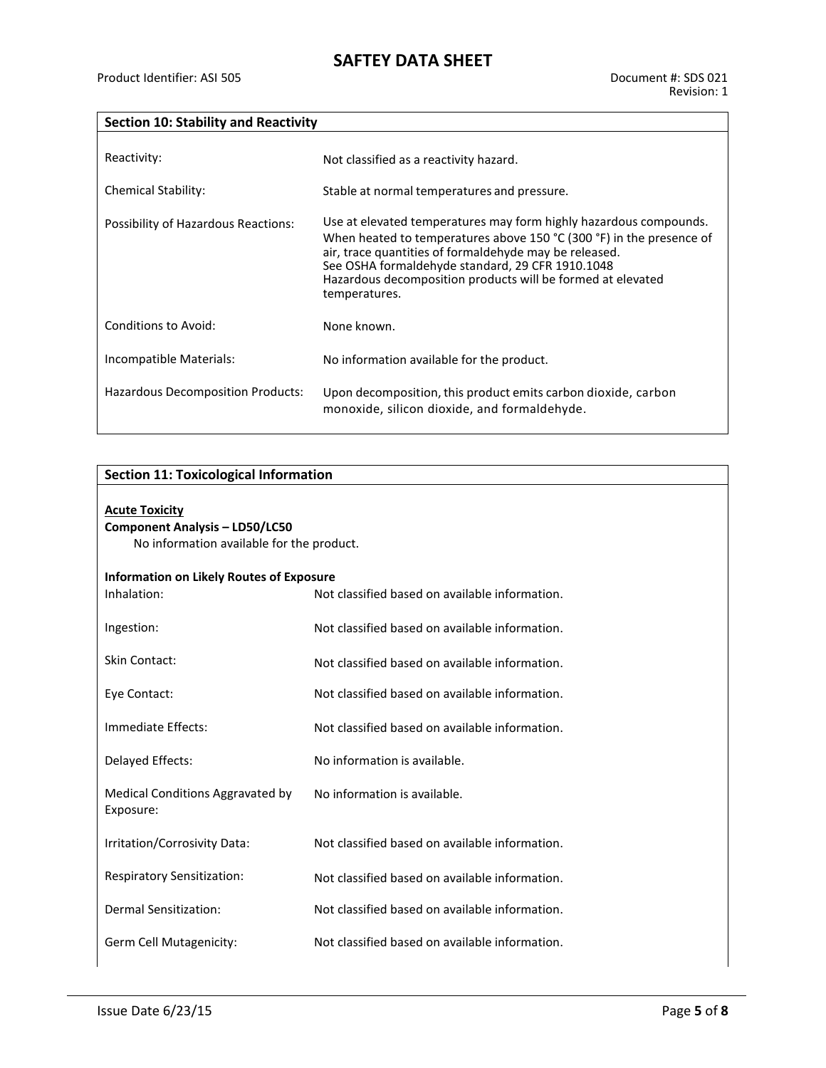## Section 10: Stability and Reactivity

| | |
|---|---|
| Reactivity: | Not classified as a reactivity hazard. |
| Chemical Stability: | Stable at normal temperatures and pressure. |
| Possibility of Hazardous Reactions: | Use at elevated temperatures may form highly hazardous compounds. When heated to temperatures above 150 °C (300 °F) in the presence of air, trace quantities of formaldehyde may be released. See OSHA formaldehyde standard, 29 CFR 1910.1048 Hazardous decomposition products will be formed at elevated temperatures. |
| Conditions to Avoid: | None known. |
| Incompatible Materials: | No information available for the product. |
| Hazardous Decomposition Products: | Upon decomposition, this product emits carbon dioxide, carbon monoxide, silicon dioxide, and formaldehyde. |

## Section 11: Toxicological Information

**Acute Toxicity**

**Component Analysis – LD50/LC50**

No information available for the product.

**Information on Likely Routes of Exposure**

| | |
|---|---|
| Inhalation: | Not classified based on available information. |
| Ingestion: | Not classified based on available information. |
| Skin Contact: | Not classified based on available information. |
| Eye Contact: | Not classified based on available information. |
| Immediate Effects: | Not classified based on available information. |
| Delayed Effects: | No information is available. |
| Medical Conditions Aggravated by Exposure: | No information is available. |
| Irritation/Corrosivity Data: | Not classified based on available information. |
| Respiratory Sensitization: | Not classified based on available information. |
| Dermal Sensitization: | Not classified based on available information. |
| Germ Cell Mutagenicity: | Not classified based on available information. |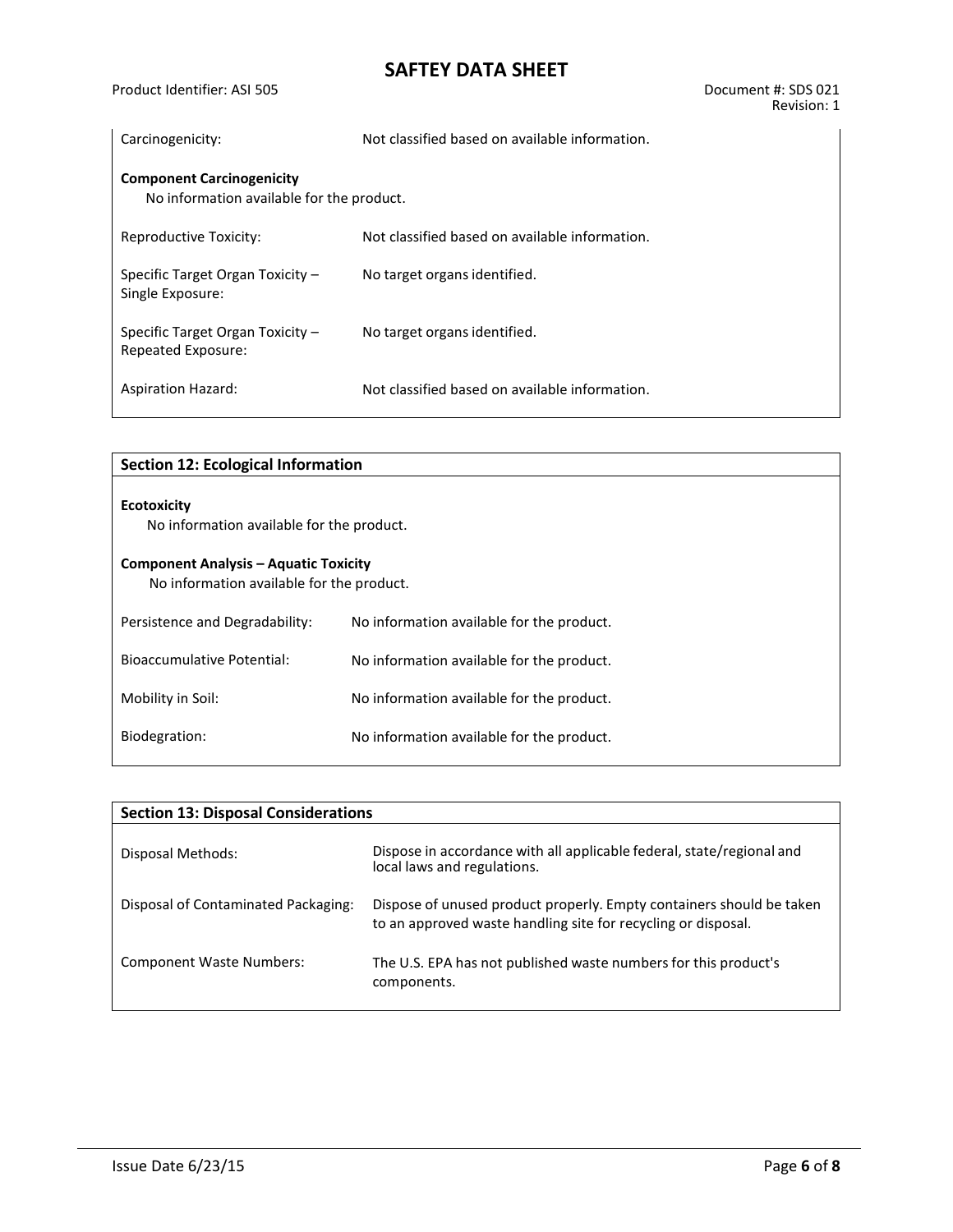| | |
|---|---|
| Carcinogenicity: | Not classified based on available information. |

**Component Carcinogenicity**

No information available for the product.

| | |
|---|---|
| Reproductive Toxicity: | Not classified based on available information. |
| Specific Target Organ Toxicity – Single Exposure: | No target organs identified. |
| Specific Target Organ Toxicity – Repeated Exposure: | No target organs identified. |
| Aspiration Hazard: | Not classified based on available information. |

## Section 12: Ecological Information

**Ecotoxicity**

No information available for the product.

**Component Analysis – Aquatic Toxicity**

No information available for the product.

| | |
|---|---|
| Persistence and Degradability: | No information available for the product. |
| Bioaccumulative Potential: | No information available for the product. |
| Mobility in Soil: | No information available for the product. |
| Biodegration: | No information available for the product. |

## Section 13: Disposal Considerations

| | |
|---|---|
| Disposal Methods: | Dispose in accordance with all applicable federal, state/regional and local laws and regulations. |
| Disposal of Contaminated Packaging: | Dispose of unused product properly. Empty containers should be taken to an approved waste handling site for recycling or disposal. |
| Component Waste Numbers: | The U.S. EPA has not published waste numbers for this product's components. |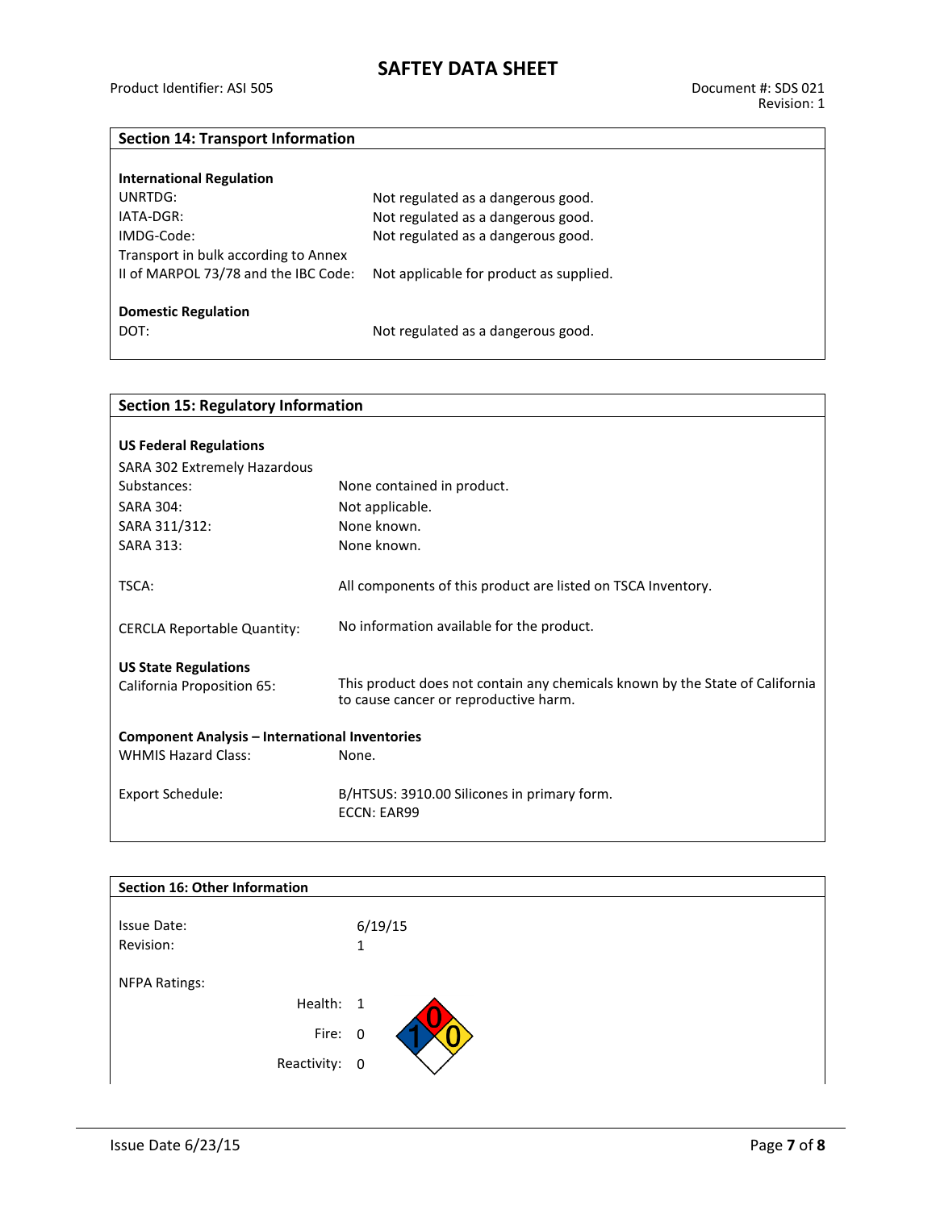## Section 14: Transport Information

**International Regulation**

| | |
|---|---|
| UNRTDG: | Not regulated as a dangerous good. |
| IATA-DGR: | Not regulated as a dangerous good. |
| IMDG-Code: | Not regulated as a dangerous good. |
| Transport in bulk according to Annex II of MARPOL 73/78 and the IBC Code: | Not applicable for product as supplied. |

**Domestic Regulation**

| | |
|---|---|
| DOT: | Not regulated as a dangerous good. |

## Section 15: Regulatory Information

**US Federal Regulations**

| | |
|---|---|
| SARA 302 Extremely Hazardous Substances: | None contained in product. |
| SARA 304: | Not applicable. |
| SARA 311/312: | None known. |
| SARA 313: | None known. |
| TSCA: | All components of this product are listed on TSCA Inventory. |
| CERCLA Reportable Quantity: | No information available for the product. |

**US State Regulations**

| | |
|---|---|
| California Proposition 65: | This product does not contain any chemicals known by the State of California to cause cancer or reproductive harm. |

**Component Analysis – International Inventories**

| | |
|---|---|
| WHMIS Hazard Class: | None. |
| Export Schedule: | B/HTSUS: 3910.00 Silicones in primary form.<br>ECCN: EAR99 |

## Section 16: Other Information

| | |
|---|---|
| Issue Date: | 6/19/15 |
| Revision: | 1 |

NFPA Ratings:

| | |
|---|---|
| Health: | 1 |
| Fire: | 0 |
| Reactivity: | 0 |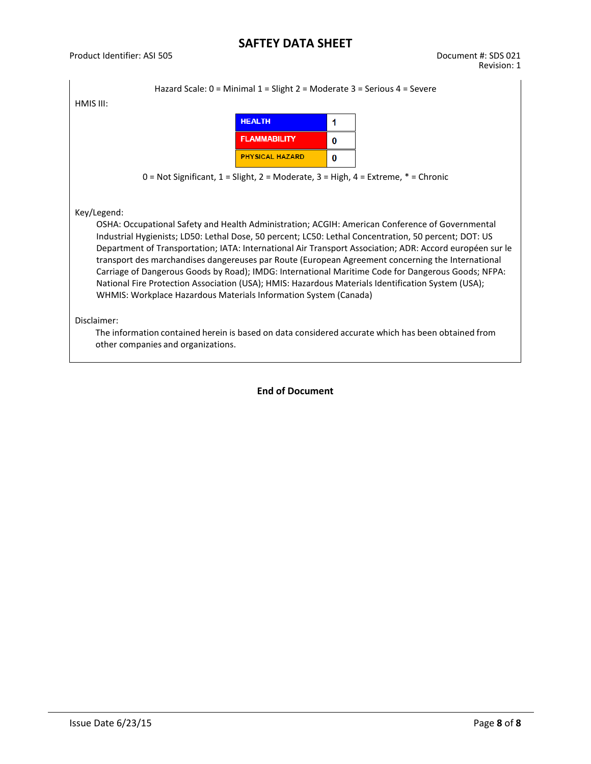Hazard Scale: 0 = Minimal 1 = Slight 2 = Moderate 3 = Serious 4 = Severe

HMIS III:

| | |
|---|---|
| HEALTH | 1 |
| FLAMMABILITY | 0 |
| PHYSICAL HAZARD | 0 |

0 = Not Significant, 1 = Slight, 2 = Moderate, 3 = High, 4 = Extreme, * = Chronic

Key/Legend:

OSHA: Occupational Safety and Health Administration; ACGIH: American Conference of Governmental Industrial Hygienists; LD50: Lethal Dose, 50 percent; LC50: Lethal Concentration, 50 percent; DOT: US Department of Transportation; IATA: International Air Transport Association; ADR: Accord européen sur le transport des marchandises dangereuses par Route (European Agreement concerning the International Carriage of Dangerous Goods by Road); IMDG: International Maritime Code for Dangerous Goods; NFPA: National Fire Protection Association (USA); HMIS: Hazardous Materials Identification System (USA); WHMIS: Workplace Hazardous Materials Information System (Canada)

Disclaimer:

The information contained herein is based on data considered accurate which has been obtained from other companies and organizations.

**End of Document**